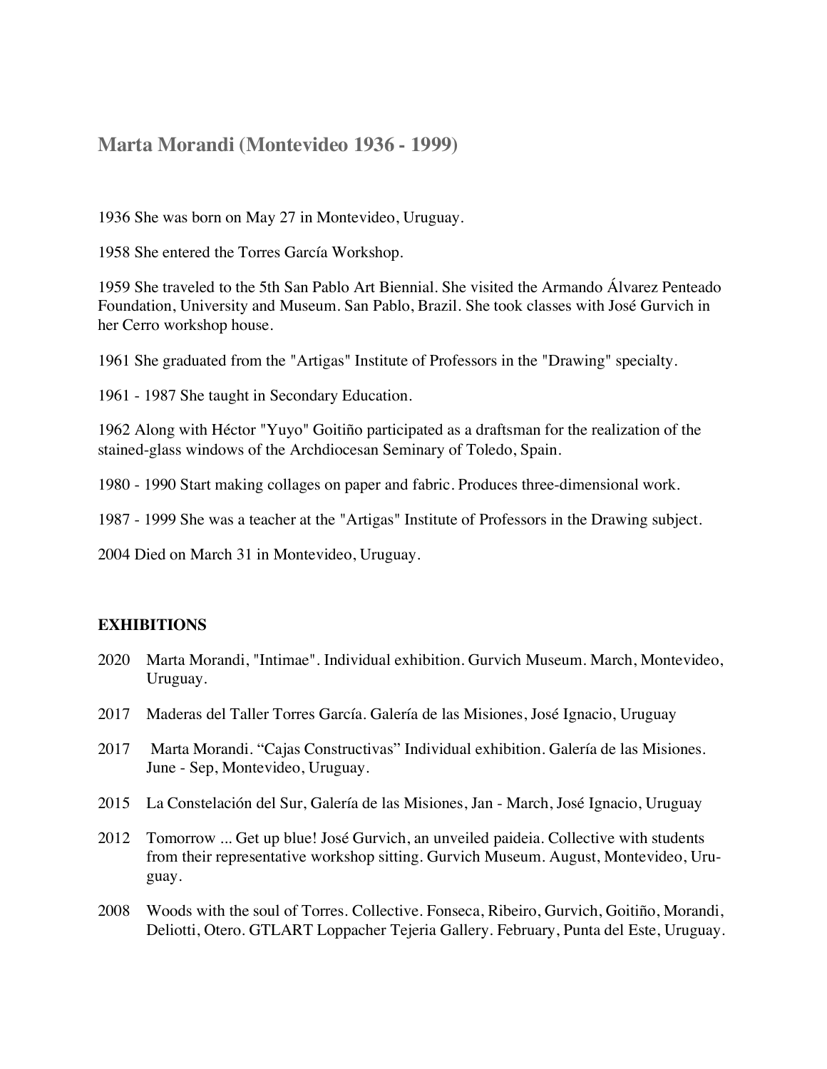## Marta Morandi (Montevideo 1936 - 1999)

1936 She was born on May 27 in Montevideo, Uruguay.

1958 She entered the Torres García Workshop.

1959 She traveled to the 5th San Pablo Art Biennial. She visited the Armando Álvarez Penteado Foundation, University and Museum. San Pablo, Brazil. She took classes with José Gurvich in her Cerro workshop house.

1961 She graduated from the "Artigas" Institute of Professors in the "Drawing" specialty.

1961 - 1987 She taught in Secondary Education.

1962 Along with Héctor "Yuyo" Goitiño participated as a draftsman for the realization of the stained-glass windows of the Archdiocesan Seminary of Toledo, Spain.

1980 - 1990 Start making collages on paper and fabric. Produces three-dimensional work.

1987 - 1999 She was a teacher at the "Artigas" Institute of Professors in the Drawing subject.

2004 Died on March 31 in Montevideo, Uruguay.

### EXHIBITIONS

2020 Marta Morandi, "Intimae". Individual exhibition. Gurvich Museum. March, Montevideo, Uruguay.

2017 Maderas del Taller Torres García. Galería de las Misiones, José Ignacio, Uruguay

2017 Marta Morandi. "Cajas Constructivas" Individual exhibition. Galería de las Misiones. June - Sep, Montevideo, Uruguay.

2015 La Constelación del Sur, Galería de las Misiones, Jan - March, José Ignacio, Uruguay

2012 Tomorrow ... Get up blue! José Gurvich, an unveiled paideia. Collective with students from their representative workshop sitting. Gurvich Museum. August, Montevideo, Uruguay.

2008 Woods with the soul of Torres. Collective. Fonseca, Ribeiro, Gurvich, Goitiño, Morandi, Deliotti, Otero. GTLART Loppacher Tejeria Gallery. February, Punta del Este, Uruguay.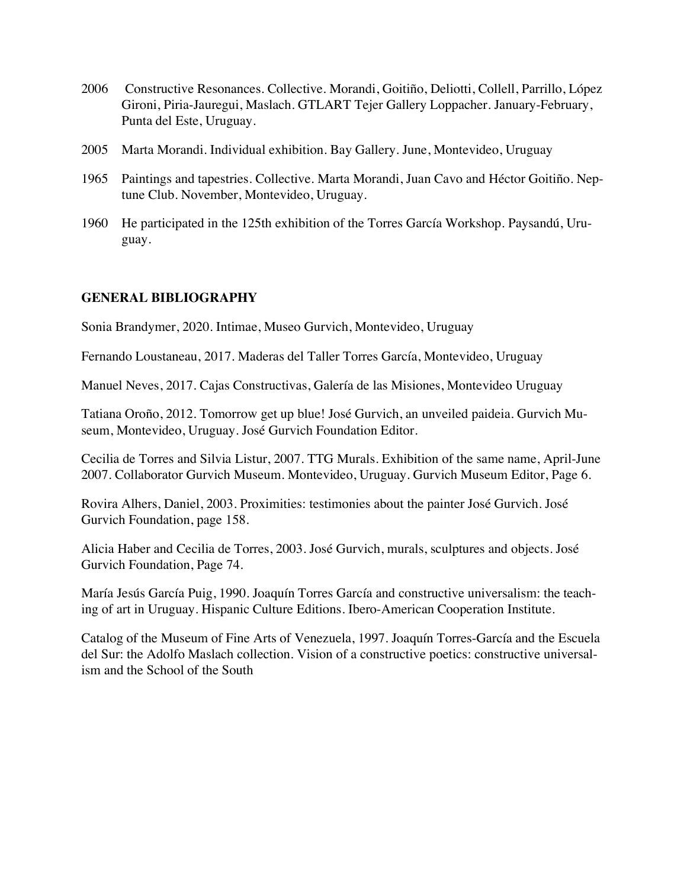2006 Constructive Resonances. Collective. Morandi, Goitiño, Deliotti, Collell, Parrillo, López Gironi, Piria-Jauregui, Maslach. GTLART Tejer Gallery Loppacher. January-February, Punta del Este, Uruguay.

2005 Marta Morandi. Individual exhibition. Bay Gallery. June, Montevideo, Uruguay

1965 Paintings and tapestries. Collective. Marta Morandi, Juan Cavo and Héctor Goitiño. Neptune Club. November, Montevideo, Uruguay.

1960 He participated in the 125th exhibition of the Torres García Workshop. Paysandú, Uruguay.

**GENERAL BIBLIOGRAPHY**

Sonia Brandymer, 2020. Intimae, Museo Gurvich, Montevideo, Uruguay

Fernando Loustaneau, 2017. Maderas del Taller Torres García, Montevideo, Uruguay

Manuel Neves, 2017. Cajas Constructivas, Galería de las Misiones, Montevideo Uruguay

Tatiana Oroño, 2012. Tomorrow get up blue! José Gurvich, an unveiled paideia. Gurvich Museum, Montevideo, Uruguay. José Gurvich Foundation Editor.

Cecilia de Torres and Silvia Listur, 2007. TTG Murals. Exhibition of the same name, April-June 2007. Collaborator Gurvich Museum. Montevideo, Uruguay. Gurvich Museum Editor, Page 6.

Rovira Alhers, Daniel, 2003. Proximities: testimonies about the painter José Gurvich. José Gurvich Foundation, page 158.

Alicia Haber and Cecilia de Torres, 2003. José Gurvich, murals, sculptures and objects. José Gurvich Foundation, Page 74.

María Jesús García Puig, 1990. Joaquín Torres García and constructive universalism: the teaching of art in Uruguay. Hispanic Culture Editions. Ibero-American Cooperation Institute.

Catalog of the Museum of Fine Arts of Venezuela, 1997. Joaquín Torres-García and the Escuela del Sur: the Adolfo Maslach collection. Vision of a constructive poetics: constructive universalism and the School of the South